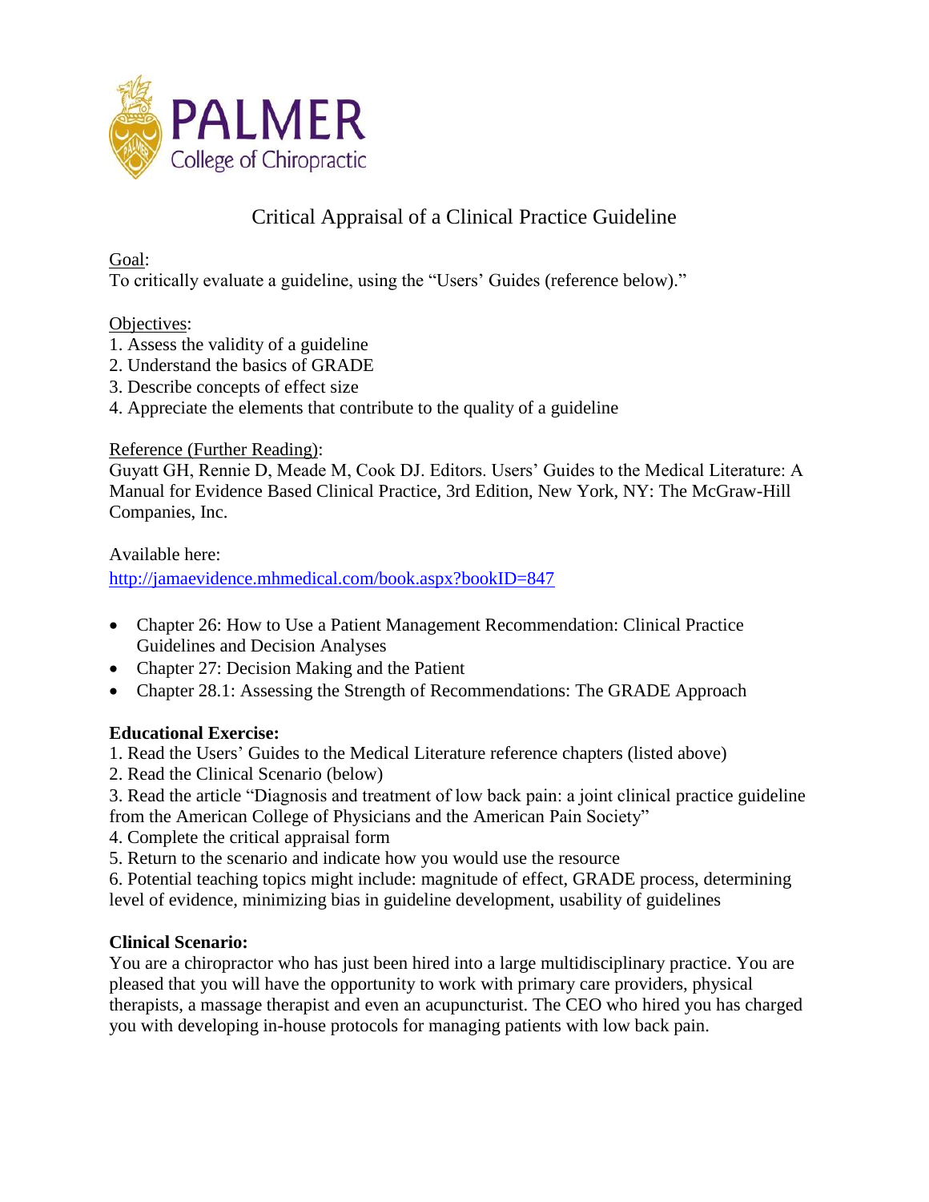PALMER College of Chiropractic

# Critical Appraisal of a Clinical Practice Guideline

Goal:
To critically evaluate a guideline, using the "Users' Guides (reference below)."

Objectives:
1. Assess the validity of a guideline
2. Understand the basics of GRADE
3. Describe concepts of effect size
4. Appreciate the elements that contribute to the quality of a guideline

Reference (Further Reading):
Guyatt GH, Rennie D, Meade M, Cook DJ. Editors. Users' Guides to the Medical Literature: A Manual for Evidence Based Clinical Practice, 3rd Edition, New York, NY: The McGraw-Hill Companies, Inc.

Available here:
http://jamaevidence.mhmedical.com/book.aspx?bookID=847

- Chapter 26: How to Use a Patient Management Recommendation: Clinical Practice Guidelines and Decision Analyses
- Chapter 27: Decision Making and the Patient
- Chapter 28.1: Assessing the Strength of Recommendations: The GRADE Approach

**Educational Exercise:**
1. Read the Users' Guides to the Medical Literature reference chapters (listed above)
2. Read the Clinical Scenario (below)
3. Read the article "Diagnosis and treatment of low back pain: a joint clinical practice guideline from the American College of Physicians and the American Pain Society"
4. Complete the critical appraisal form
5. Return to the scenario and indicate how you would use the resource
6. Potential teaching topics might include: magnitude of effect, GRADE process, determining level of evidence, minimizing bias in guideline development, usability of guidelines

**Clinical Scenario:**
You are a chiropractor who has just been hired into a large multidisciplinary practice. You are pleased that you will have the opportunity to work with primary care providers, physical therapists, a massage therapist and even an acupuncturist. The CEO who hired you has charged you with developing in-house protocols for managing patients with low back pain.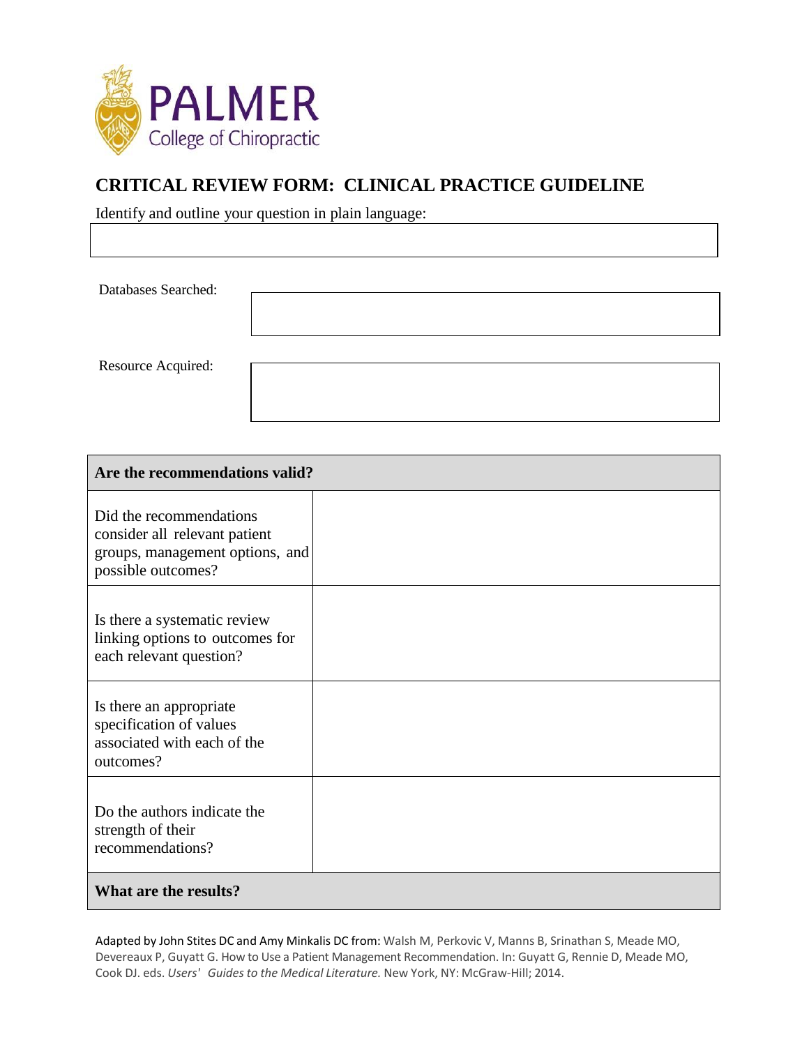PALMER College of Chiropractic

# CRITICAL REVIEW FORM: CLINICAL PRACTICE GUIDELINE

Identify and outline your question in plain language:

Databases Searched:

Resource Acquired:

| Are the recommendations valid? | |
|---|---|
| Did the recommendations consider all relevant patient groups, management options, and possible outcomes? | |
| Is there a systematic review linking options to outcomes for each relevant question? | |
| Is there an appropriate specification of values associated with each of the outcomes? | |
| Do the authors indicate the strength of their recommendations? | |
| **What are the results?** | |

Adapted by John Stites DC and Amy Minkalis DC from: Walsh M, Perkovic V, Manns B, Srinathan S, Meade MO, Devereaux P, Guyatt G. How to Use a Patient Management Recommendation. In: Guyatt G, Rennie D, Meade MO, Cook DJ. eds. *Users' Guides to the Medical Literature.* New York, NY: McGraw-Hill; 2014.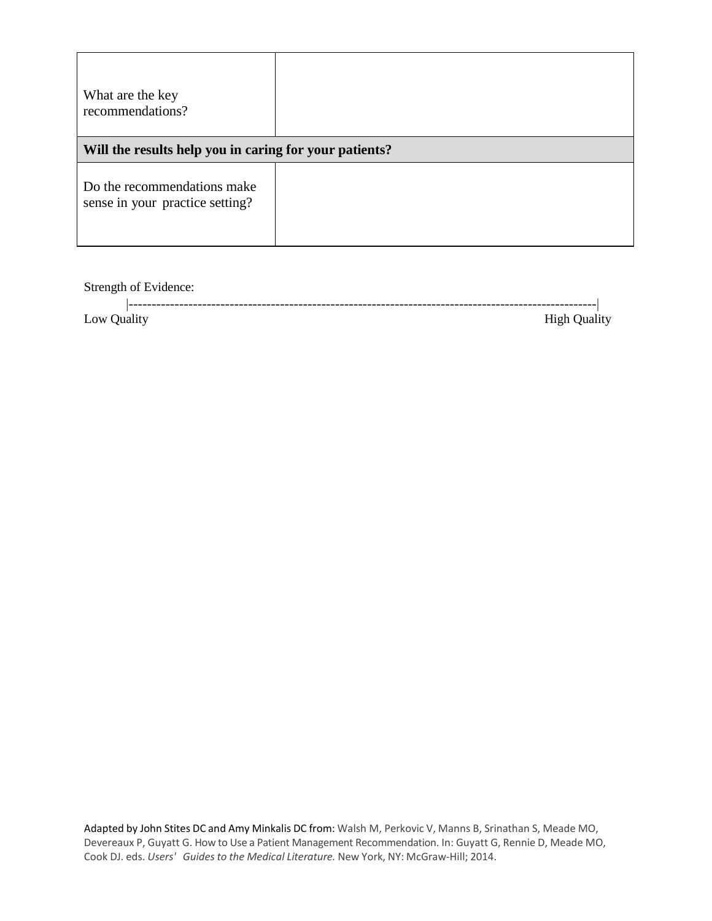| | |
|---|---|
| What are the key recommendations? | |
| **Will the results help you in caring for your patients?** | |
| Do the recommendations make sense in your practice setting? | |

Strength of Evidence:

|-----------------------------------------------------------------------------------------------------|

Low Quality High Quality

Adapted by John Stites DC and Amy Minkalis DC from: Walsh M, Perkovic V, Manns B, Srinathan S, Meade MO, Devereaux P, Guyatt G. How to Use a Patient Management Recommendation. In: Guyatt G, Rennie D, Meade MO, Cook DJ. eds. *Users' Guides to the Medical Literature.* New York, NY: McGraw-Hill; 2014.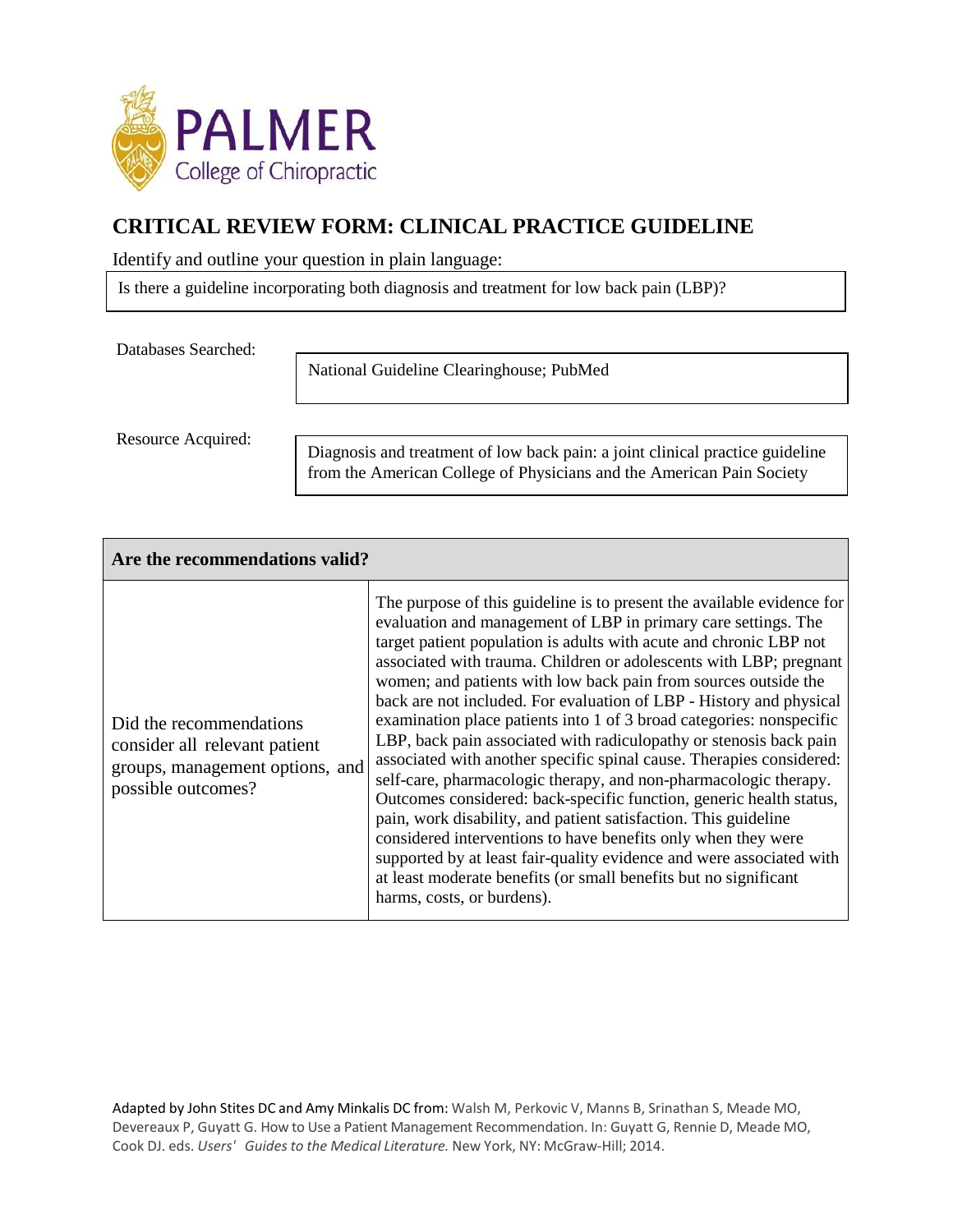PALMER College of Chiropractic

# CRITICAL REVIEW FORM: CLINICAL PRACTICE GUIDELINE

Identify and outline your question in plain language:

| Is there a guideline incorporating both diagnosis and treatment for low back pain (LBP)? |
|---|

Databases Searched:

| National Guideline Clearinghouse; PubMed |
|---|

Resource Acquired:

| Diagnosis and treatment of low back pain: a joint clinical practice guideline from the American College of Physicians and the American Pain Society |
|---|

| **Are the recommendations valid?** | |
|---|---|
| Did the recommendations consider all relevant patient groups, management options, and possible outcomes? | The purpose of this guideline is to present the available evidence for evaluation and management of LBP in primary care settings. The target patient population is adults with acute and chronic LBP not associated with trauma. Children or adolescents with LBP; pregnant women; and patients with low back pain from sources outside the back are not included. For evaluation of LBP - History and physical examination place patients into 1 of 3 broad categories: nonspecific LBP, back pain associated with radiculopathy or stenosis back pain associated with another specific spinal cause. Therapies considered: self-care, pharmacologic therapy, and non-pharmacologic therapy. Outcomes considered: back-specific function, generic health status, pain, work disability, and patient satisfaction. This guideline considered interventions to have benefits only when they were supported by at least fair-quality evidence and were associated with at least moderate benefits (or small benefits but no significant harms, costs, or burdens). |

Adapted by John Stites DC and Amy Minkalis DC from: Walsh M, Perkovic V, Manns B, Srinathan S, Meade MO, Devereaux P, Guyatt G. How to Use a Patient Management Recommendation. In: Guyatt G, Rennie D, Meade MO, Cook DJ. eds. *Users' Guides to the Medical Literature.* New York, NY: McGraw-Hill; 2014.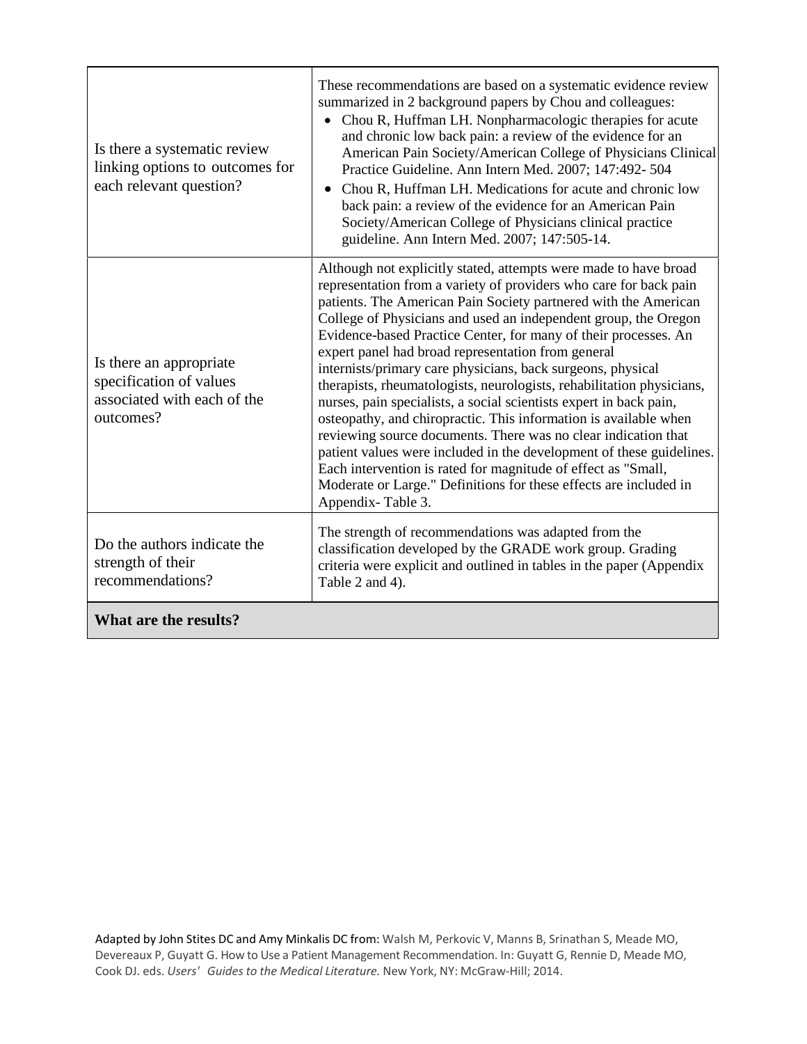| | |
|---|---|
| Is there a systematic review linking options to outcomes for each relevant question? | These recommendations are based on a systematic evidence review summarized in 2 background papers by Chou and colleagues: <br>• Chou R, Huffman LH. Nonpharmacologic therapies for acute and chronic low back pain: a review of the evidence for an American Pain Society/American College of Physicians Clinical Practice Guideline. Ann Intern Med. 2007; 147:492- 504 <br>• Chou R, Huffman LH. Medications for acute and chronic low back pain: a review of the evidence for an American Pain Society/American College of Physicians clinical practice guideline. Ann Intern Med. 2007; 147:505-14. |
| Is there an appropriate specification of values associated with each of the outcomes? | Although not explicitly stated, attempts were made to have broad representation from a variety of providers who care for back pain patients. The American Pain Society partnered with the American College of Physicians and used an independent group, the Oregon Evidence-based Practice Center, for many of their processes. An expert panel had broad representation from general internists/primary care physicians, back surgeons, physical therapists, rheumatologists, neurologists, rehabilitation physicians, nurses, pain specialists, a social scientists expert in back pain, osteopathy, and chiropractic. This information is available when reviewing source documents. There was no clear indication that patient values were included in the development of these guidelines. Each intervention is rated for magnitude of effect as "Small, Moderate or Large." Definitions for these effects are included in Appendix- Table 3. |
| Do the authors indicate the strength of their recommendations? | The strength of recommendations was adapted from the classification developed by the GRADE work group. Grading criteria were explicit and outlined in tables in the paper (Appendix Table 2 and 4). |
| **What are the results?** | |

Adapted by John Stites DC and Amy Minkalis DC from: Walsh M, Perkovic V, Manns B, Srinathan S, Meade MO, Devereaux P, Guyatt G. How to Use a Patient Management Recommendation. In: Guyatt G, Rennie D, Meade MO, Cook DJ. eds. *Users' Guides to the Medical Literature.* New York, NY: McGraw-Hill; 2014.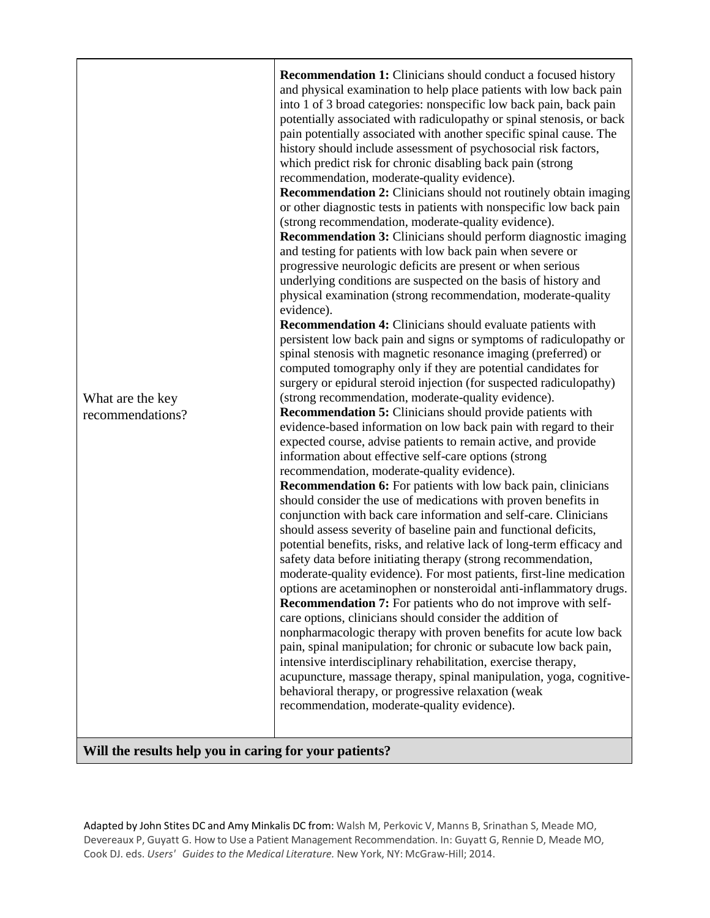| What are the key recommendations? | **Recommendation 1:** Clinicians should conduct a focused history and physical examination to help place patients with low back pain into 1 of 3 broad categories: nonspecific low back pain, back pain potentially associated with radiculopathy or spinal stenosis, or back pain potentially associated with another specific spinal cause. The history should include assessment of psychosocial risk factors, which predict risk for chronic disabling back pain (strong recommendation, moderate-quality evidence).<br>**Recommendation 2:** Clinicians should not routinely obtain imaging or other diagnostic tests in patients with nonspecific low back pain (strong recommendation, moderate-quality evidence).<br>**Recommendation 3:** Clinicians should perform diagnostic imaging and testing for patients with low back pain when severe or progressive neurologic deficits are present or when serious underlying conditions are suspected on the basis of history and physical examination (strong recommendation, moderate-quality evidence).<br>**Recommendation 4:** Clinicians should evaluate patients with persistent low back pain and signs or symptoms of radiculopathy or spinal stenosis with magnetic resonance imaging (preferred) or computed tomography only if they are potential candidates for surgery or epidural steroid injection (for suspected radiculopathy) (strong recommendation, moderate-quality evidence).<br>**Recommendation 5:** Clinicians should provide patients with evidence-based information on low back pain with regard to their expected course, advise patients to remain active, and provide information about effective self-care options (strong recommendation, moderate-quality evidence).<br>**Recommendation 6:** For patients with low back pain, clinicians should consider the use of medications with proven benefits in conjunction with back care information and self-care. Clinicians should assess severity of baseline pain and functional deficits, potential benefits, risks, and relative lack of long-term efficacy and safety data before initiating therapy (strong recommendation, moderate-quality evidence). For most patients, first-line medication options are acetaminophen or nonsteroidal anti-inflammatory drugs.<br>**Recommendation 7:** For patients who do not improve with self-care options, clinicians should consider the addition of nonpharmacologic therapy with proven benefits for acute low back pain, spinal manipulation; for chronic or subacute low back pain, intensive interdisciplinary rehabilitation, exercise therapy, acupuncture, massage therapy, spinal manipulation, yoga, cognitive-behavioral therapy, or progressive relaxation (weak recommendation, moderate-quality evidence). |
|---|---|
| **Will the results help you in caring for your patients?** | |

Adapted by John Stites DC and Amy Minkalis DC from: Walsh M, Perkovic V, Manns B, Srinathan S, Meade MO, Devereaux P, Guyatt G. How to Use a Patient Management Recommendation. In: Guyatt G, Rennie D, Meade MO, Cook DJ. eds. *Users' Guides to the Medical Literature.* New York, NY: McGraw-Hill; 2014.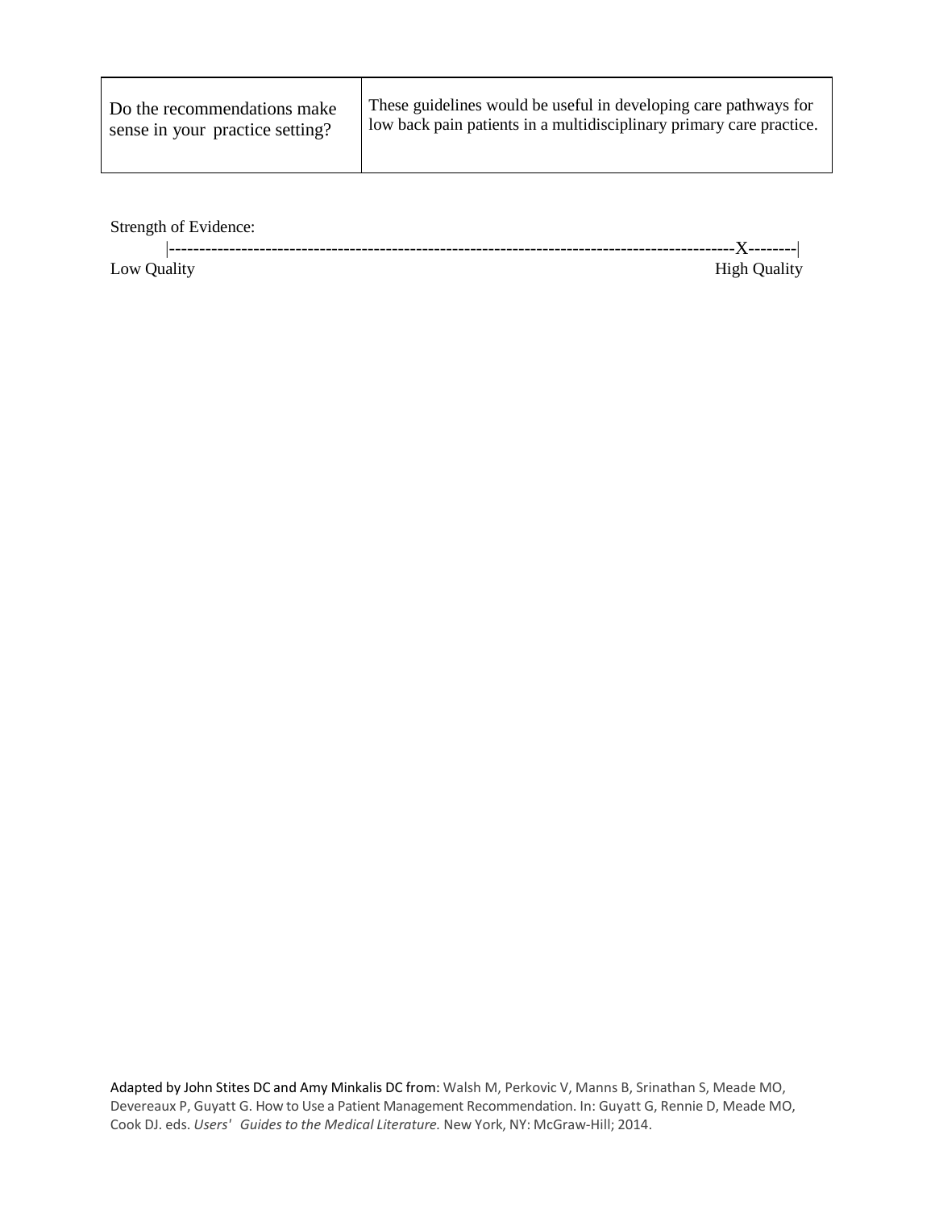| | |
|---|---|
| Do the recommendations make sense in your practice setting? | These guidelines would be useful in developing care pathways for low back pain patients in a multidisciplinary primary care practice. |

Strength of Evidence:

|---------------------------------------------------------------------------------------------------X--------|

Low Quality High Quality

Adapted by John Stites DC and Amy Minkalis DC from: Walsh M, Perkovic V, Manns B, Srinathan S, Meade MO, Devereaux P, Guyatt G. How to Use a Patient Management Recommendation. In: Guyatt G, Rennie D, Meade MO, Cook DJ. eds. *Users' Guides to the Medical Literature.* New York, NY: McGraw-Hill; 2014.